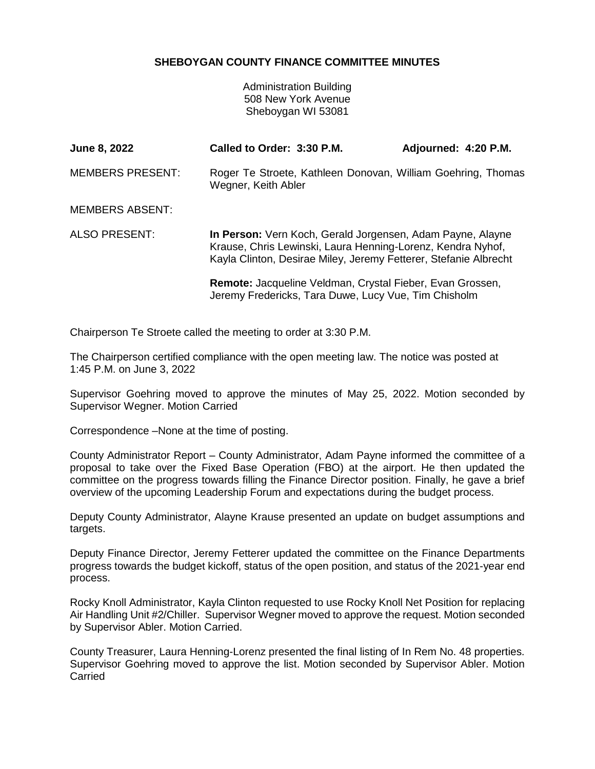# SHEBOYGAN COUNTY FINANCE COMMITTEE MINUTES

Administration Building
508 New York Avenue
Sheboygan WI 53081

**June 8, 2022** **Called to Order: 3:30 P.M.** **Adjourned: 4:20 P.M.**

MEMBERS PRESENT: Roger Te Stroete, Kathleen Donovan, William Goehring, Thomas Wegner, Keith Abler

MEMBERS ABSENT:

ALSO PRESENT: **In Person:** Vern Koch, Gerald Jorgensen, Adam Payne, Alayne Krause, Chris Lewinski, Laura Henning-Lorenz, Kendra Nyhof, Kayla Clinton, Desirae Miley, Jeremy Fetterer, Stefanie Albrecht

**Remote:** Jacqueline Veldman, Crystal Fieber, Evan Grossen, Jeremy Fredericks, Tara Duwe, Lucy Vue, Tim Chisholm

Chairperson Te Stroete called the meeting to order at 3:30 P.M.

The Chairperson certified compliance with the open meeting law. The notice was posted at 1:45 P.M. on June 3, 2022

Supervisor Goehring moved to approve the minutes of May 25, 2022. Motion seconded by Supervisor Wegner. Motion Carried

Correspondence –None at the time of posting.

County Administrator Report – County Administrator, Adam Payne informed the committee of a proposal to take over the Fixed Base Operation (FBO) at the airport. He then updated the committee on the progress towards filling the Finance Director position. Finally, he gave a brief overview of the upcoming Leadership Forum and expectations during the budget process.

Deputy County Administrator, Alayne Krause presented an update on budget assumptions and targets.

Deputy Finance Director, Jeremy Fetterer updated the committee on the Finance Departments progress towards the budget kickoff, status of the open position, and status of the 2021-year end process.

Rocky Knoll Administrator, Kayla Clinton requested to use Rocky Knoll Net Position for replacing Air Handling Unit #2/Chiller. Supervisor Wegner moved to approve the request. Motion seconded by Supervisor Abler. Motion Carried.

County Treasurer, Laura Henning-Lorenz presented the final listing of In Rem No. 48 properties. Supervisor Goehring moved to approve the list. Motion seconded by Supervisor Abler. Motion Carried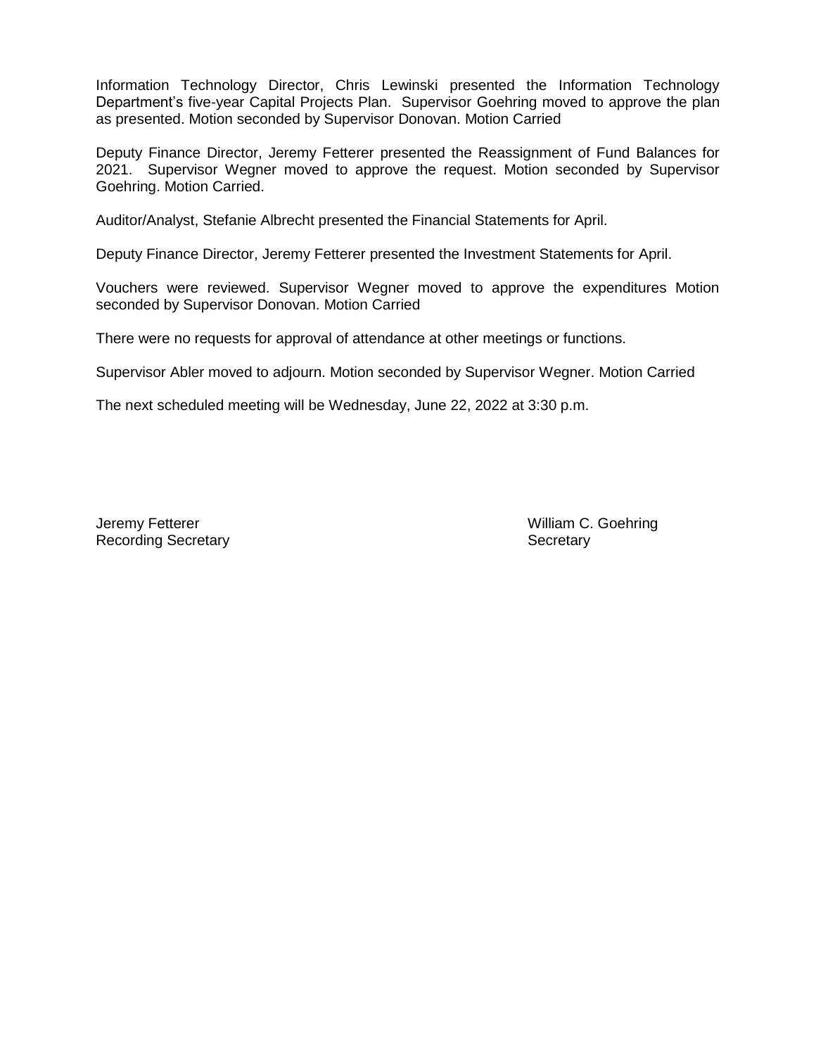Information Technology Director, Chris Lewinski presented the Information Technology Department's five-year Capital Projects Plan. Supervisor Goehring moved to approve the plan as presented. Motion seconded by Supervisor Donovan. Motion Carried

Deputy Finance Director, Jeremy Fetterer presented the Reassignment of Fund Balances for 2021. Supervisor Wegner moved to approve the request. Motion seconded by Supervisor Goehring. Motion Carried.

Auditor/Analyst, Stefanie Albrecht presented the Financial Statements for April.

Deputy Finance Director, Jeremy Fetterer presented the Investment Statements for April.

Vouchers were reviewed. Supervisor Wegner moved to approve the expenditures Motion seconded by Supervisor Donovan. Motion Carried

There were no requests for approval of attendance at other meetings or functions.

Supervisor Abler moved to adjourn. Motion seconded by Supervisor Wegner. Motion Carried

The next scheduled meeting will be Wednesday, June 22, 2022 at 3:30 p.m.

Jeremy Fetterer
Recording Secretary

William C. Goehring
Secretary